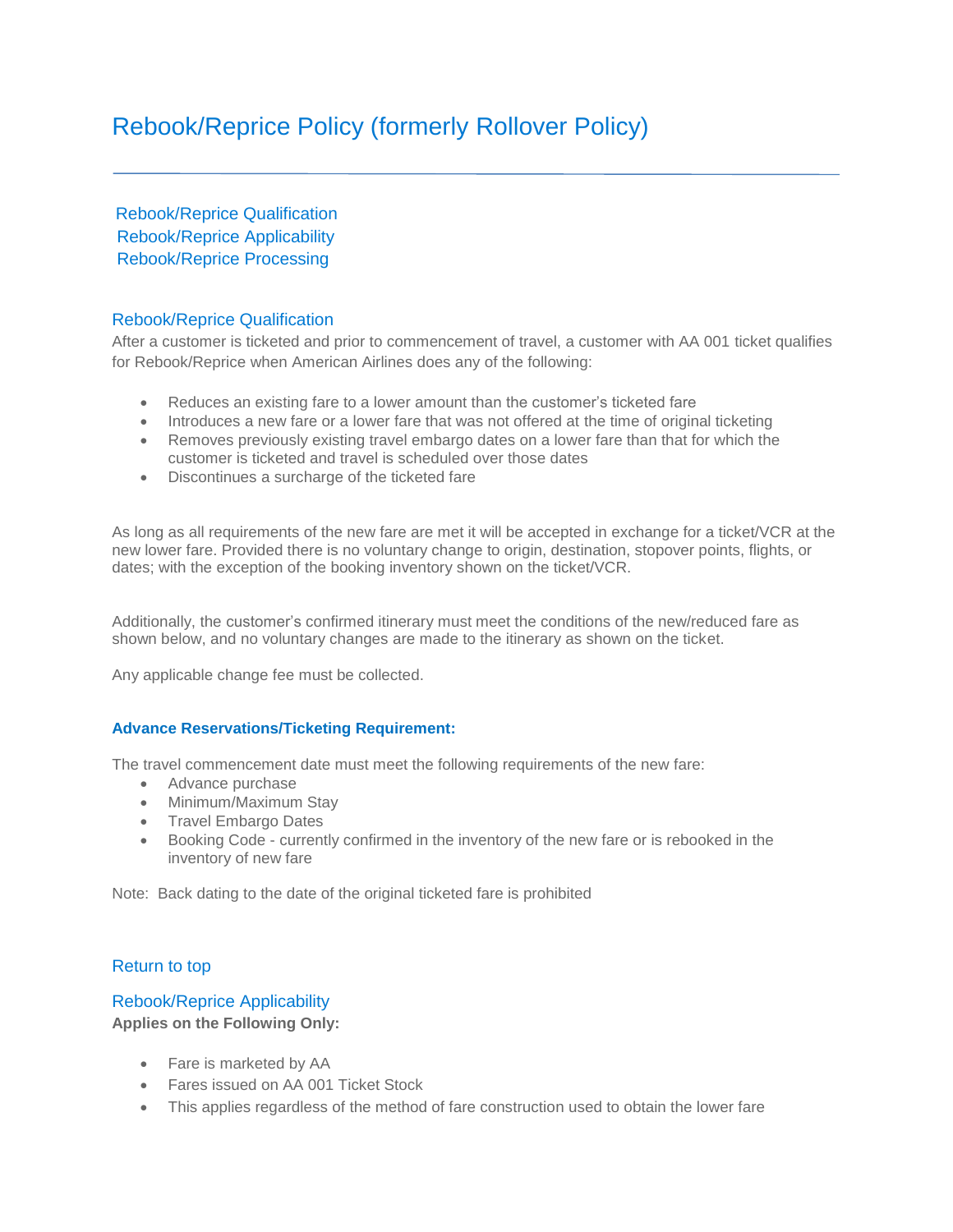# Rebook/Reprice Policy (formerly Rollover Policy)

---

Rebook/Reprice Qualification
Rebook/Reprice Applicability
Rebook/Reprice Processing

## Rebook/Reprice Qualification

After a customer is ticketed and prior to commencement of travel, a customer with AA 001 ticket qualifies for Rebook/Reprice when American Airlines does any of the following:

- Reduces an existing fare to a lower amount than the customer's ticketed fare
- Introduces a new fare or a lower fare that was not offered at the time of original ticketing
- Removes previously existing travel embargo dates on a lower fare than that for which the customer is ticketed and travel is scheduled over those dates
- Discontinues a surcharge of the ticketed fare

As long as all requirements of the new fare are met it will be accepted in exchange for a ticket/VCR at the new lower fare. Provided there is no voluntary change to origin, destination, stopover points, flights, or dates; with the exception of the booking inventory shown on the ticket/VCR.

Additionally, the customer's confirmed itinerary must meet the conditions of the new/reduced fare as shown below, and no voluntary changes are made to the itinerary as shown on the ticket.

Any applicable change fee must be collected.

### Advance Reservations/Ticketing Requirement:

The travel commencement date must meet the following requirements of the new fare:

- Advance purchase
- Minimum/Maximum Stay
- Travel Embargo Dates
- Booking Code - currently confirmed in the inventory of the new fare or is rebooked in the inventory of new fare

Note: Back dating to the date of the original ticketed fare is prohibited

Return to top

## Rebook/Reprice Applicability

**Applies on the Following Only:**

- Fare is marketed by AA
- Fares issued on AA 001 Ticket Stock
- This applies regardless of the method of fare construction used to obtain the lower fare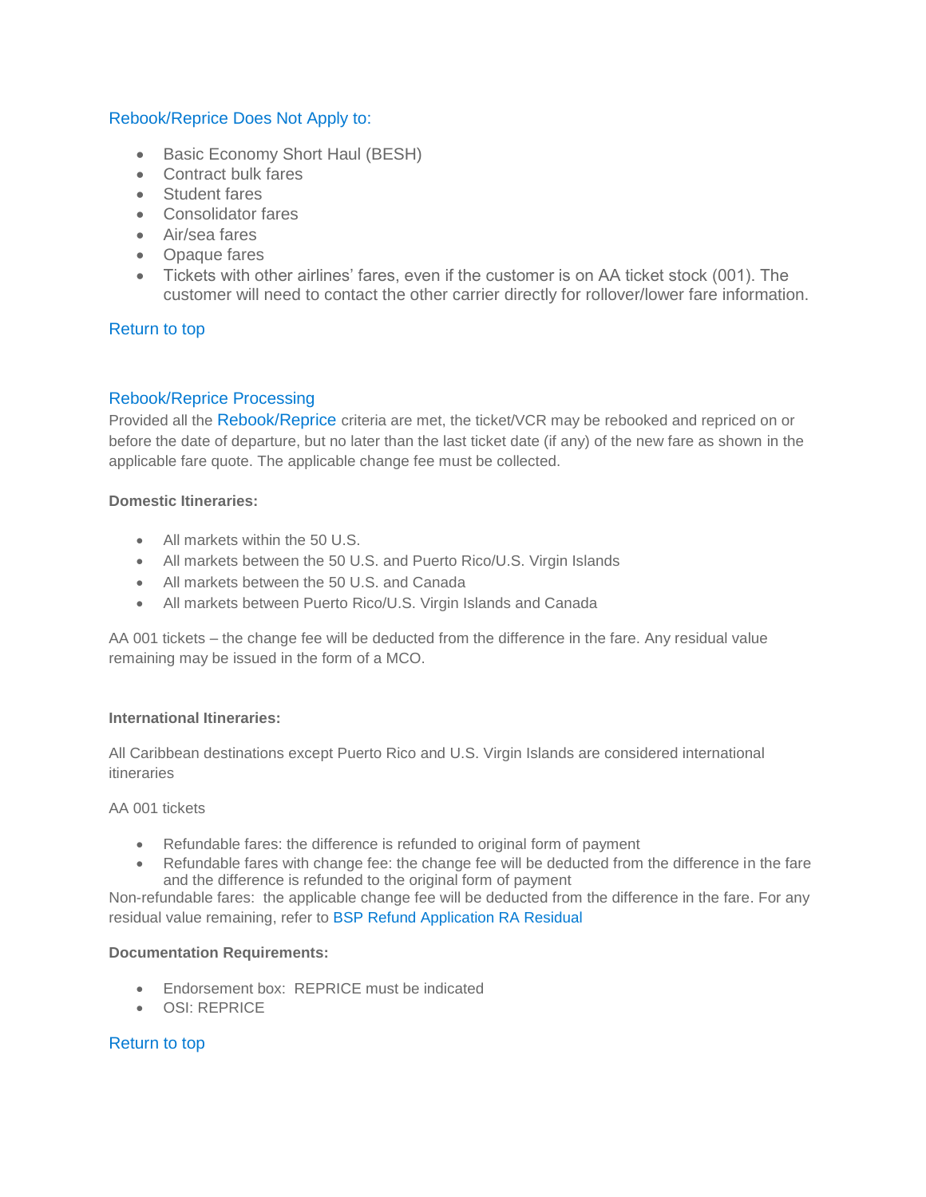## Rebook/Reprice Does Not Apply to:

- Basic Economy Short Haul (BESH)
- Contract bulk fares
- Student fares
- Consolidator fares
- Air/sea fares
- Opaque fares
- Tickets with other airlines' fares, even if the customer is on AA ticket stock (001). The customer will need to contact the other carrier directly for rollover/lower fare information.

Return to top

## Rebook/Reprice Processing

Provided all the Rebook/Reprice criteria are met, the ticket/VCR may be rebooked and repriced on or before the date of departure, but no later than the last ticket date (if any) of the new fare as shown in the applicable fare quote. The applicable change fee must be collected.

**Domestic Itineraries:**

- All markets within the 50 U.S.
- All markets between the 50 U.S. and Puerto Rico/U.S. Virgin Islands
- All markets between the 50 U.S. and Canada
- All markets between Puerto Rico/U.S. Virgin Islands and Canada

AA 001 tickets – the change fee will be deducted from the difference in the fare. Any residual value remaining may be issued in the form of a MCO.

**International Itineraries:**

All Caribbean destinations except Puerto Rico and U.S. Virgin Islands are considered international itineraries

AA 001 tickets

- Refundable fares: the difference is refunded to original form of payment
- Refundable fares with change fee: the change fee will be deducted from the difference in the fare and the difference is refunded to the original form of payment

Non-refundable fares: the applicable change fee will be deducted from the difference in the fare. For any residual value remaining, refer to BSP Refund Application RA Residual

**Documentation Requirements:**

- Endorsement box: REPRICE must be indicated
- OSI: REPRICE

Return to top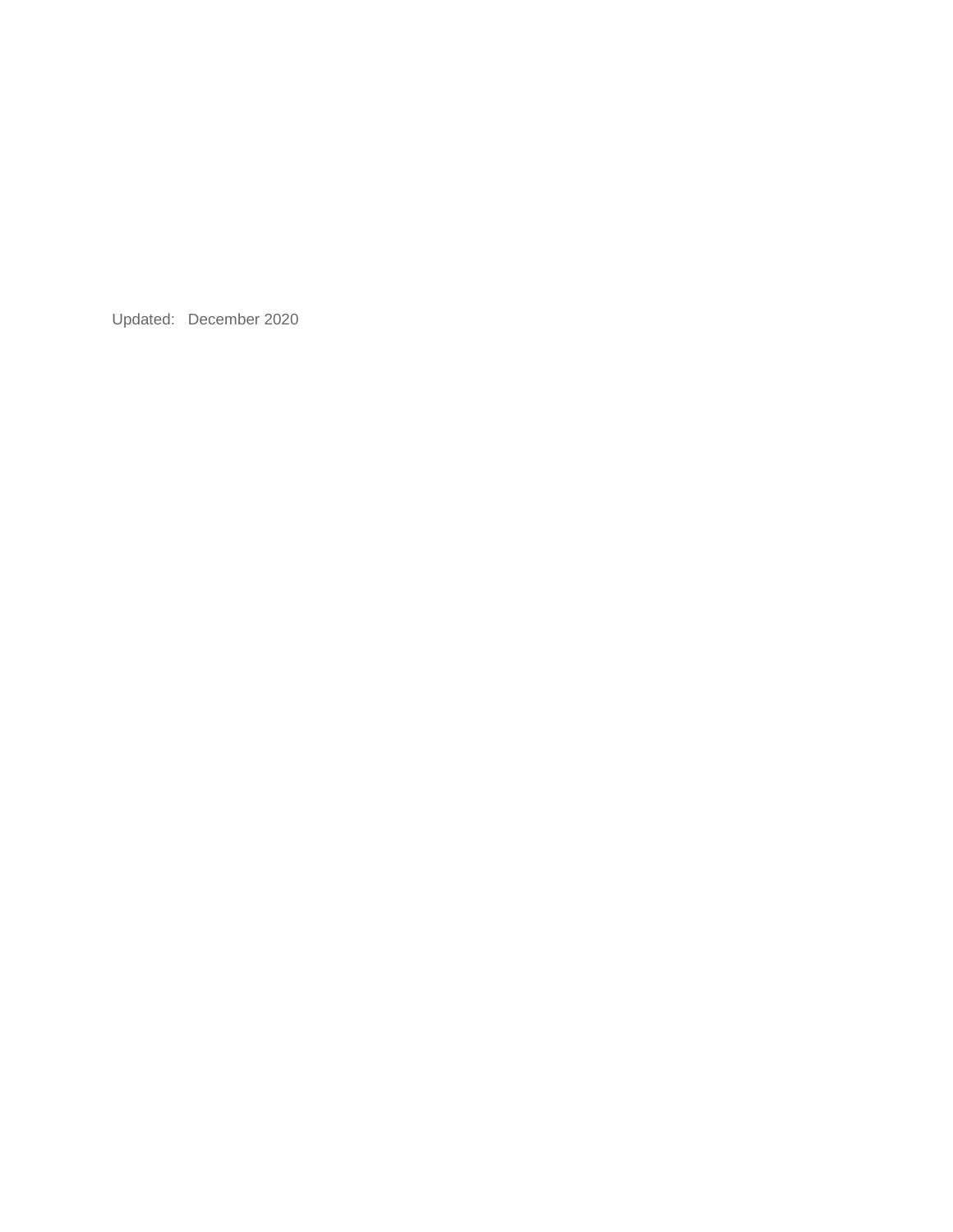Updated: December 2020